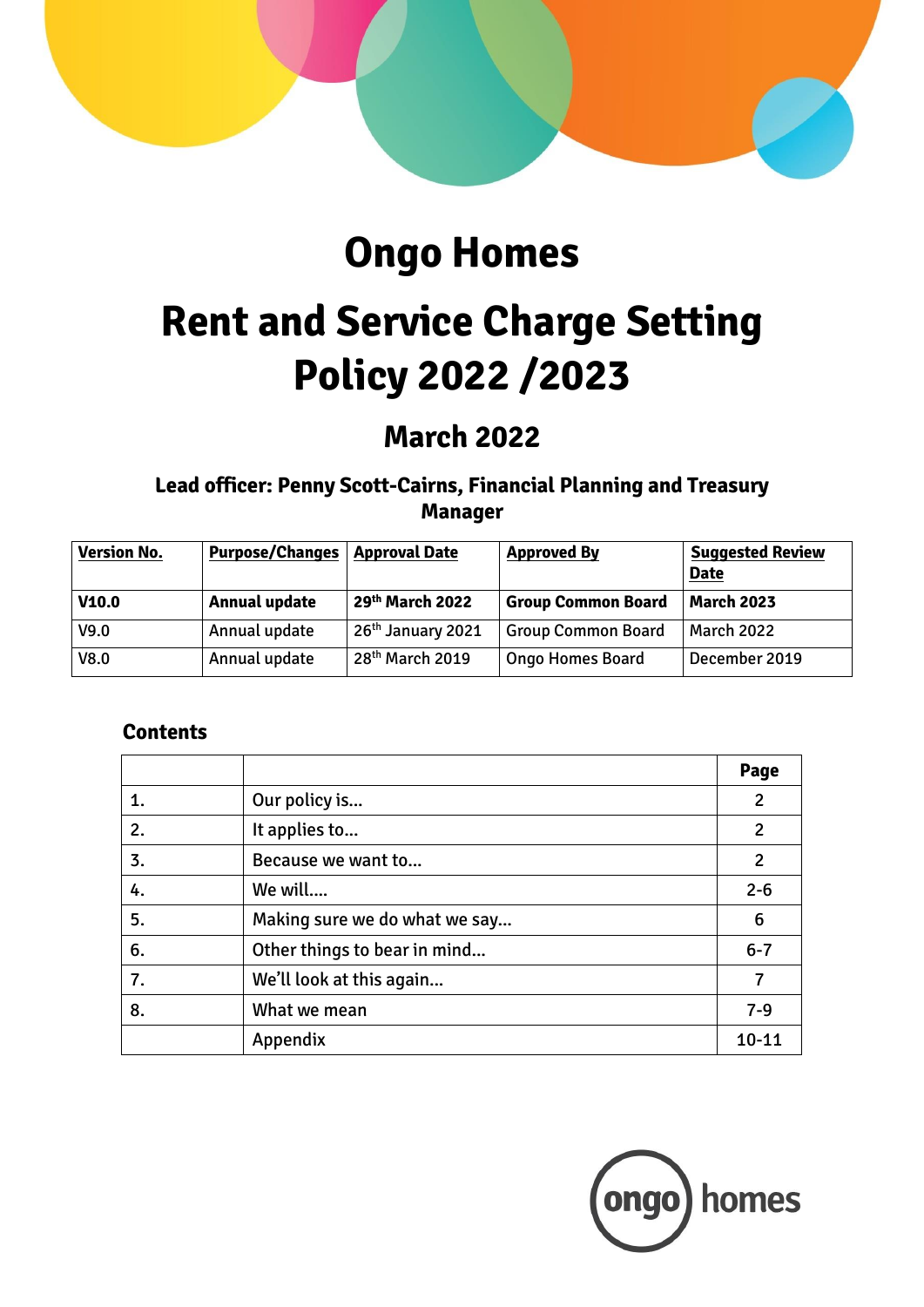# Ongo Homes

# Rent and Service Charge Setting Policy 2022 /2023

## March 2022

### Lead officer: Penny Scott-Cairns, Financial Planning and Treasury Manager

| Version No. | Purpose/Changes | Approval Date | Approved By | Suggested Review Date |
|---|---|---|---|---|
| **V10.0** | **Annual update** | **29th March 2022** | **Group Common Board** | **March 2023** |
| V9.0 | Annual update | 26th January 2021 | Group Common Board | March 2022 |
| V8.0 | Annual update | 28th March 2019 | Ongo Homes Board | December 2019 |

### Contents

| | | Page |
|---|---|---|
| 1. | Our policy is… | 2 |
| 2. | It applies to… | 2 |
| 3. | Because we want to… | 2 |
| 4. | We will…. | 2-6 |
| 5. | Making sure we do what we say… | 6 |
| 6. | Other things to bear in mind… | 6-7 |
| 7. | We'll look at this again… | 7 |
| 8. | What we mean | 7-9 |
| | Appendix | 10-11 |

ongo homes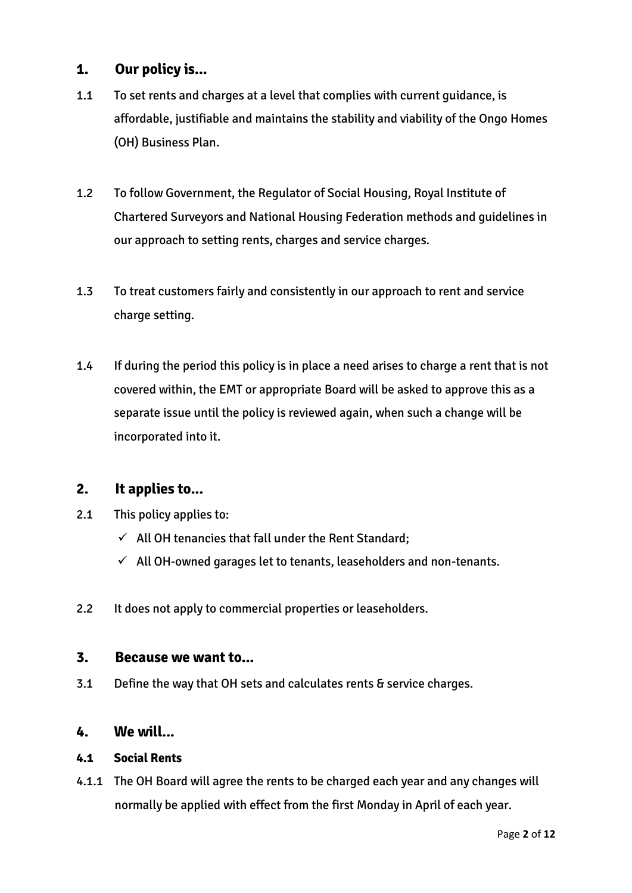## 1. Our policy is...

1.1 To set rents and charges at a level that complies with current guidance, is affordable, justifiable and maintains the stability and viability of the Ongo Homes (OH) Business Plan.

1.2 To follow Government, the Regulator of Social Housing, Royal Institute of Chartered Surveyors and National Housing Federation methods and guidelines in our approach to setting rents, charges and service charges.

1.3 To treat customers fairly and consistently in our approach to rent and service charge setting.

1.4 If during the period this policy is in place a need arises to charge a rent that is not covered within, the EMT or appropriate Board will be asked to approve this as a separate issue until the policy is reviewed again, when such a change will be incorporated into it.

## 2. It applies to...

2.1 This policy applies to:

- ✓ All OH tenancies that fall under the Rent Standard;
- ✓ All OH-owned garages let to tenants, leaseholders and non-tenants.

2.2 It does not apply to commercial properties or leaseholders.

## 3. Because we want to...

3.1 Define the way that OH sets and calculates rents & service charges.

## 4. We will...

### 4.1 Social Rents

4.1.1 The OH Board will agree the rents to be charged each year and any changes will normally be applied with effect from the first Monday in April of each year.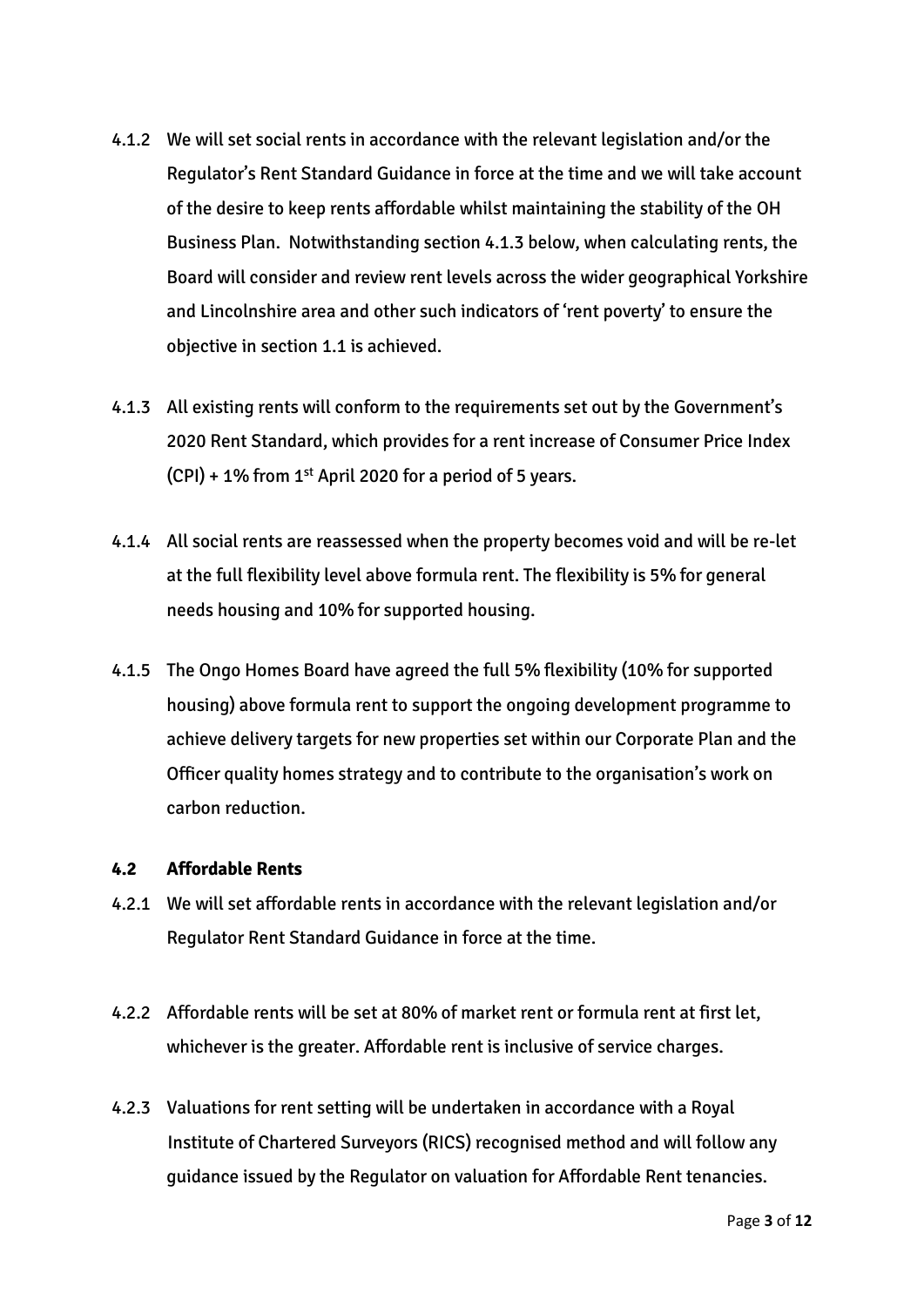4.1.2 We will set social rents in accordance with the relevant legislation and/or the Regulator's Rent Standard Guidance in force at the time and we will take account of the desire to keep rents affordable whilst maintaining the stability of the OH Business Plan. Notwithstanding section 4.1.3 below, when calculating rents, the Board will consider and review rent levels across the wider geographical Yorkshire and Lincolnshire area and other such indicators of 'rent poverty' to ensure the objective in section 1.1 is achieved.

4.1.3 All existing rents will conform to the requirements set out by the Government's 2020 Rent Standard, which provides for a rent increase of Consumer Price Index (CPI) + 1% from 1st April 2020 for a period of 5 years.

4.1.4 All social rents are reassessed when the property becomes void and will be re-let at the full flexibility level above formula rent. The flexibility is 5% for general needs housing and 10% for supported housing.

4.1.5 The Ongo Homes Board have agreed the full 5% flexibility (10% for supported housing) above formula rent to support the ongoing development programme to achieve delivery targets for new properties set within our Corporate Plan and the Officer quality homes strategy and to contribute to the organisation's work on carbon reduction.

### 4.2 Affordable Rents

4.2.1 We will set affordable rents in accordance with the relevant legislation and/or Regulator Rent Standard Guidance in force at the time.

4.2.2 Affordable rents will be set at 80% of market rent or formula rent at first let, whichever is the greater. Affordable rent is inclusive of service charges.

4.2.3 Valuations for rent setting will be undertaken in accordance with a Royal Institute of Chartered Surveyors (RICS) recognised method and will follow any guidance issued by the Regulator on valuation for Affordable Rent tenancies.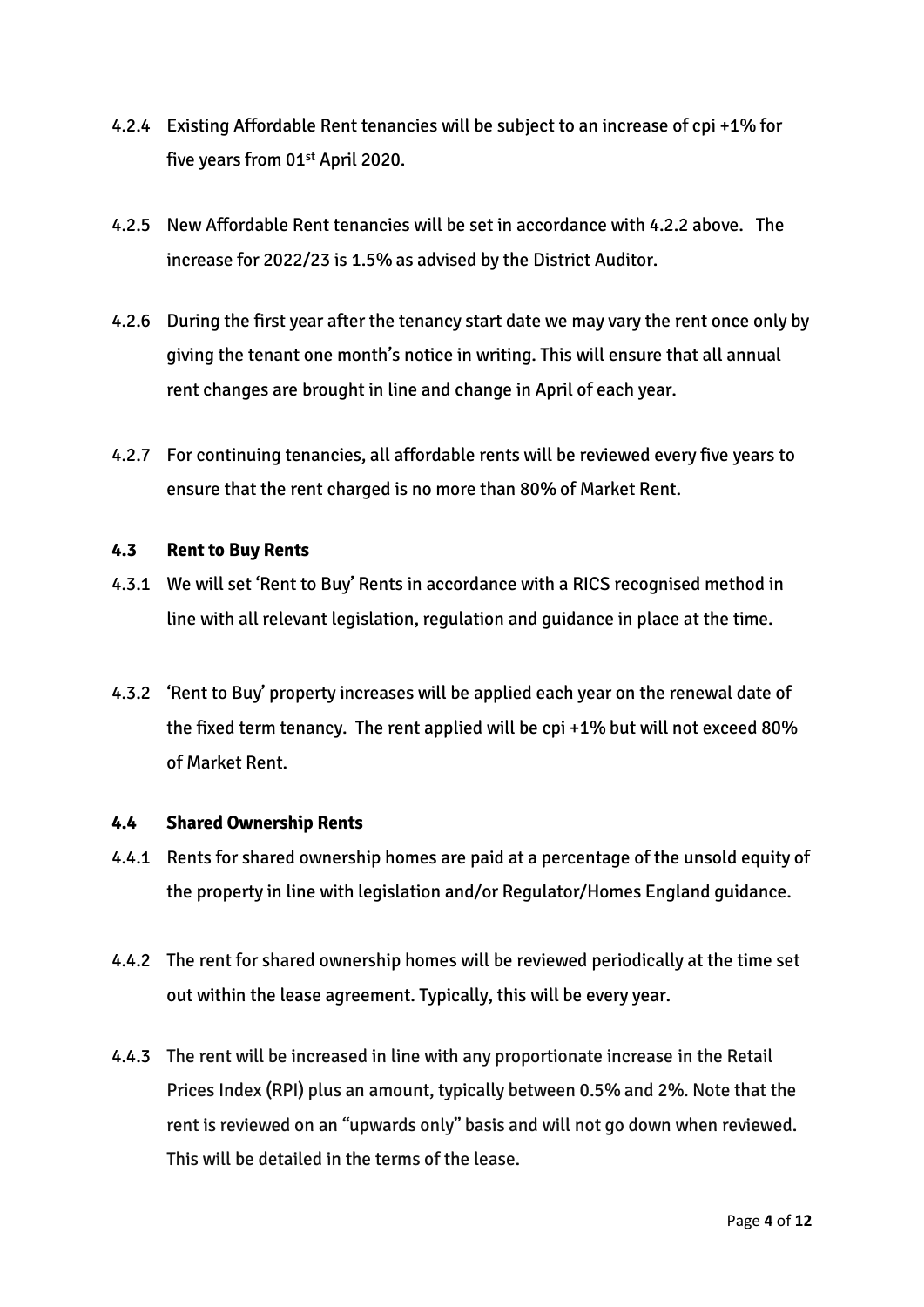4.2.4 Existing Affordable Rent tenancies will be subject to an increase of cpi +1% for five years from 01st April 2020.

4.2.5 New Affordable Rent tenancies will be set in accordance with 4.2.2 above. The increase for 2022/23 is 1.5% as advised by the District Auditor.

4.2.6 During the first year after the tenancy start date we may vary the rent once only by giving the tenant one month's notice in writing. This will ensure that all annual rent changes are brought in line and change in April of each year.

4.2.7 For continuing tenancies, all affordable rents will be reviewed every five years to ensure that the rent charged is no more than 80% of Market Rent.

### 4.3 Rent to Buy Rents

4.3.1 We will set 'Rent to Buy' Rents in accordance with a RICS recognised method in line with all relevant legislation, regulation and guidance in place at the time.

4.3.2 'Rent to Buy' property increases will be applied each year on the renewal date of the fixed term tenancy. The rent applied will be cpi +1% but will not exceed 80% of Market Rent.

### 4.4 Shared Ownership Rents

4.4.1 Rents for shared ownership homes are paid at a percentage of the unsold equity of the property in line with legislation and/or Regulator/Homes England guidance.

4.4.2 The rent for shared ownership homes will be reviewed periodically at the time set out within the lease agreement. Typically, this will be every year.

4.4.3 The rent will be increased in line with any proportionate increase in the Retail Prices Index (RPI) plus an amount, typically between 0.5% and 2%. Note that the rent is reviewed on an "upwards only" basis and will not go down when reviewed. This will be detailed in the terms of the lease.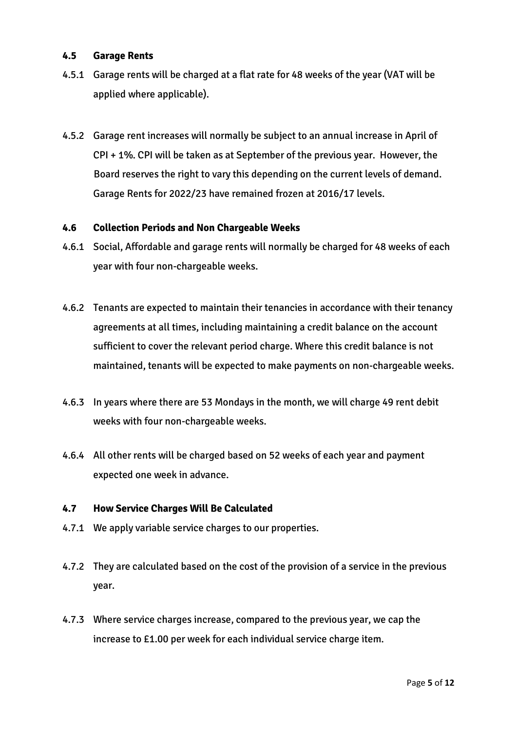### 4.5 Garage Rents

4.5.1 Garage rents will be charged at a flat rate for 48 weeks of the year (VAT will be applied where applicable).

4.5.2 Garage rent increases will normally be subject to an annual increase in April of CPI + 1%. CPI will be taken as at September of the previous year. However, the Board reserves the right to vary this depending on the current levels of demand. Garage Rents for 2022/23 have remained frozen at 2016/17 levels.

### 4.6 Collection Periods and Non Chargeable Weeks

4.6.1 Social, Affordable and garage rents will normally be charged for 48 weeks of each year with four non-chargeable weeks.

4.6.2 Tenants are expected to maintain their tenancies in accordance with their tenancy agreements at all times, including maintaining a credit balance on the account sufficient to cover the relevant period charge. Where this credit balance is not maintained, tenants will be expected to make payments on non-chargeable weeks.

4.6.3 In years where there are 53 Mondays in the month, we will charge 49 rent debit weeks with four non-chargeable weeks.

4.6.4 All other rents will be charged based on 52 weeks of each year and payment expected one week in advance.

### 4.7 How Service Charges Will Be Calculated

4.7.1 We apply variable service charges to our properties.

4.7.2 They are calculated based on the cost of the provision of a service in the previous year.

4.7.3 Where service charges increase, compared to the previous year, we cap the increase to £1.00 per week for each individual service charge item.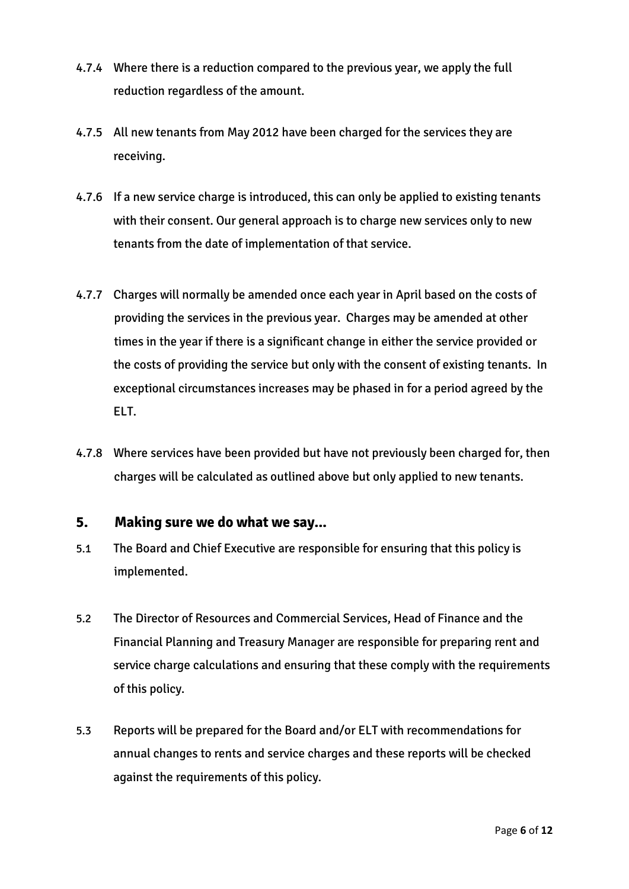4.7.4 Where there is a reduction compared to the previous year, we apply the full reduction regardless of the amount.

4.7.5 All new tenants from May 2012 have been charged for the services they are receiving.

4.7.6 If a new service charge is introduced, this can only be applied to existing tenants with their consent. Our general approach is to charge new services only to new tenants from the date of implementation of that service.

4.7.7 Charges will normally be amended once each year in April based on the costs of providing the services in the previous year. Charges may be amended at other times in the year if there is a significant change in either the service provided or the costs of providing the service but only with the consent of existing tenants. In exceptional circumstances increases may be phased in for a period agreed by the ELT.

4.7.8 Where services have been provided but have not previously been charged for, then charges will be calculated as outlined above but only applied to new tenants.

## 5. Making sure we do what we say...

5.1 The Board and Chief Executive are responsible for ensuring that this policy is implemented.

5.2 The Director of Resources and Commercial Services, Head of Finance and the Financial Planning and Treasury Manager are responsible for preparing rent and service charge calculations and ensuring that these comply with the requirements of this policy.

5.3 Reports will be prepared for the Board and/or ELT with recommendations for annual changes to rents and service charges and these reports will be checked against the requirements of this policy.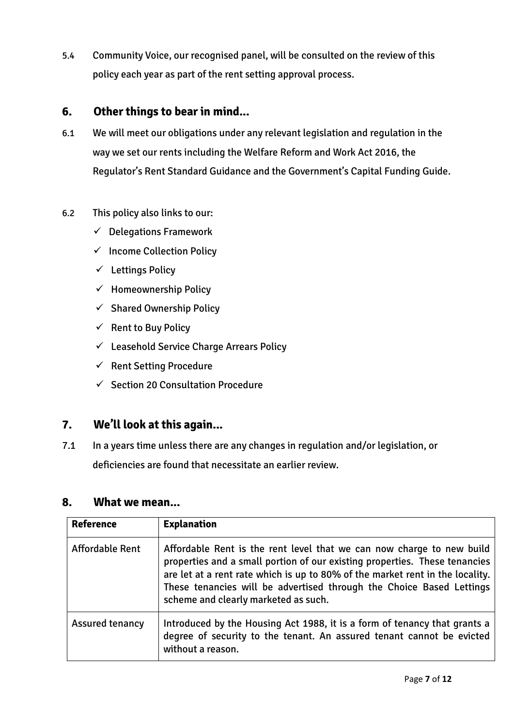5.4 Community Voice, our recognised panel, will be consulted on the review of this policy each year as part of the rent setting approval process.

## 6. Other things to bear in mind…

6.1 We will meet our obligations under any relevant legislation and regulation in the way we set our rents including the Welfare Reform and Work Act 2016, the Regulator's Rent Standard Guidance and the Government's Capital Funding Guide.

6.2 This policy also links to our:

- ✓ Delegations Framework
- ✓ Income Collection Policy
- ✓ Lettings Policy
- ✓ Homeownership Policy
- ✓ Shared Ownership Policy
- ✓ Rent to Buy Policy
- ✓ Leasehold Service Charge Arrears Policy
- ✓ Rent Setting Procedure
- ✓ Section 20 Consultation Procedure

## 7. We'll look at this again…

7.1 In a years time unless there are any changes in regulation and/or legislation, or deficiencies are found that necessitate an earlier review.

## 8. What we mean…

| Reference | Explanation |
|---|---|
| Affordable Rent | Affordable Rent is the rent level that we can now charge to new build properties and a small portion of our existing properties. These tenancies are let at a rent rate which is up to 80% of the market rent in the locality. These tenancies will be advertised through the Choice Based Lettings scheme and clearly marketed as such. |
| Assured tenancy | Introduced by the Housing Act 1988, it is a form of tenancy that grants a degree of security to the tenant. An assured tenant cannot be evicted without a reason. |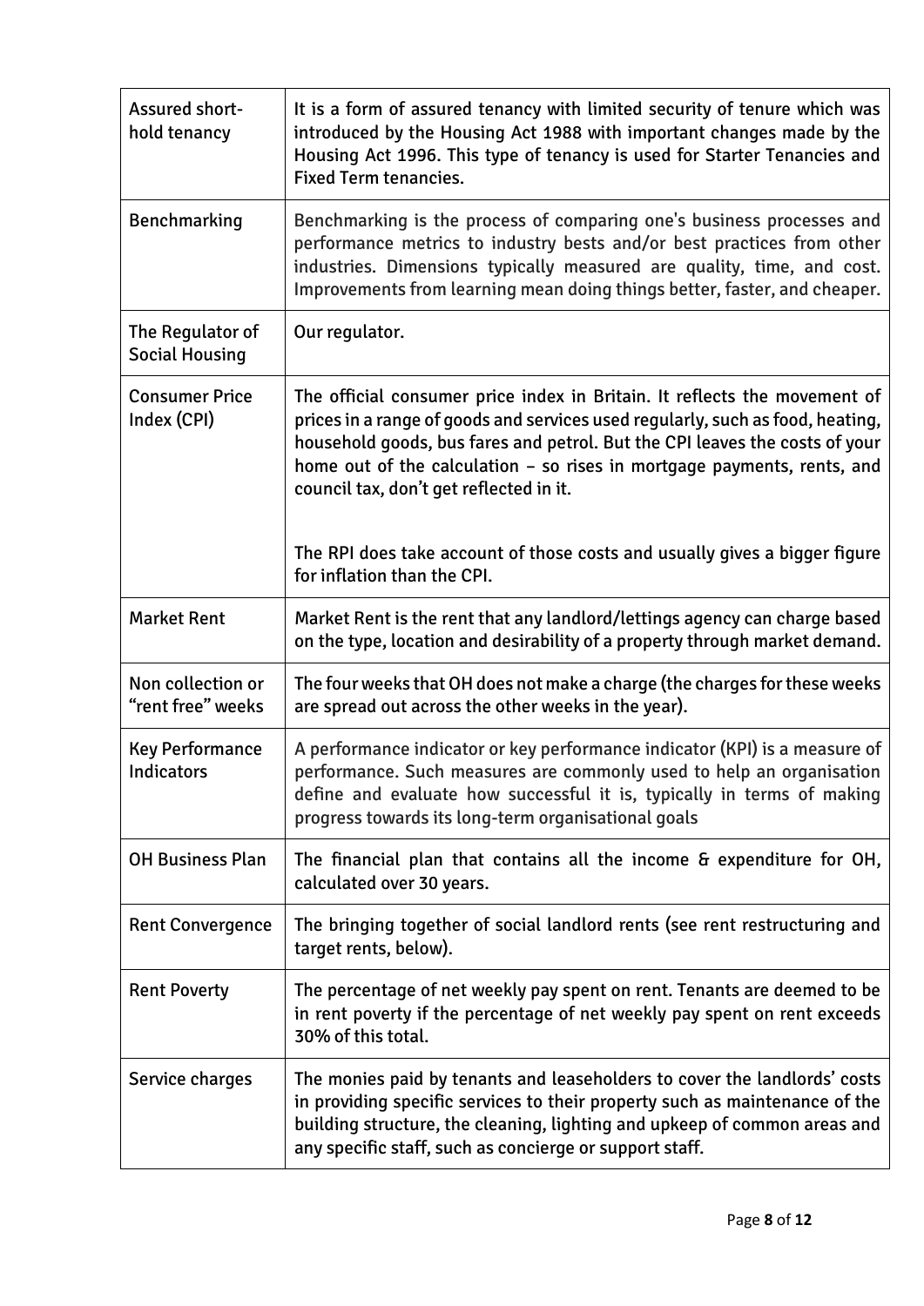| | |
|---|---|
| Assured short-hold tenancy | It is a form of assured tenancy with limited security of tenure which was introduced by the Housing Act 1988 with important changes made by the Housing Act 1996. This type of tenancy is used for Starter Tenancies and Fixed Term tenancies. |
| Benchmarking | Benchmarking is the process of comparing one's business processes and performance metrics to industry bests and/or best practices from other industries. Dimensions typically measured are quality, time, and cost. Improvements from learning mean doing things better, faster, and cheaper. |
| The Regulator of Social Housing | Our regulator. |
| Consumer Price Index (CPI) | The official consumer price index in Britain. It reflects the movement of prices in a range of goods and services used regularly, such as food, heating, household goods, bus fares and petrol. But the CPI leaves the costs of your home out of the calculation – so rises in mortgage payments, rents, and council tax, don't get reflected in it.<br><br>The RPI does take account of those costs and usually gives a bigger figure for inflation than the CPI. |
| Market Rent | Market Rent is the rent that any landlord/lettings agency can charge based on the type, location and desirability of a property through market demand. |
| Non collection or "rent free" weeks | The four weeks that OH does not make a charge (the charges for these weeks are spread out across the other weeks in the year). |
| Key Performance Indicators | A performance indicator or key performance indicator (KPI) is a measure of performance. Such measures are commonly used to help an organisation define and evaluate how successful it is, typically in terms of making progress towards its long-term organisational goals |
| OH Business Plan | The financial plan that contains all the income & expenditure for OH, calculated over 30 years. |
| Rent Convergence | The bringing together of social landlord rents (see rent restructuring and target rents, below). |
| Rent Poverty | The percentage of net weekly pay spent on rent. Tenants are deemed to be in rent poverty if the percentage of net weekly pay spent on rent exceeds 30% of this total. |
| Service charges | The monies paid by tenants and leaseholders to cover the landlords' costs in providing specific services to their property such as maintenance of the building structure, the cleaning, lighting and upkeep of common areas and any specific staff, such as concierge or support staff. |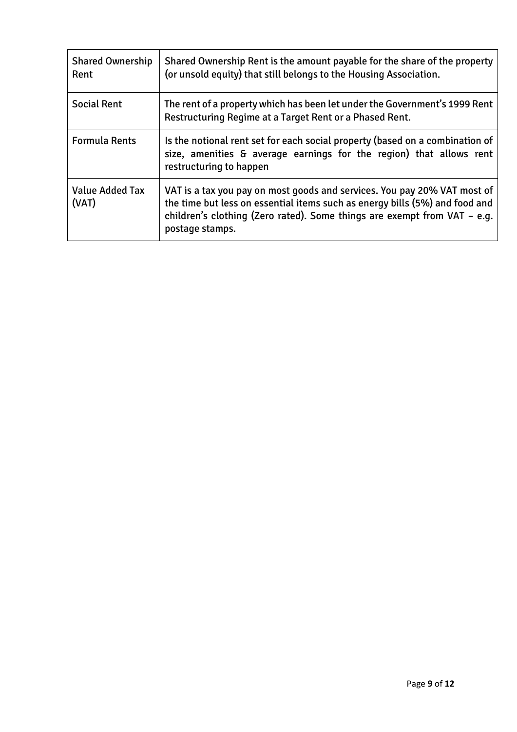| Shared Ownership Rent | Shared Ownership Rent is the amount payable for the share of the property (or unsold equity) that still belongs to the Housing Association. |
|---|---|
| Social Rent | The rent of a property which has been let under the Government's 1999 Rent Restructuring Regime at a Target Rent or a Phased Rent. |
| Formula Rents | Is the notional rent set for each social property (based on a combination of size, amenities & average earnings for the region) that allows rent restructuring to happen |
| Value Added Tax (VAT) | VAT is a tax you pay on most goods and services. You pay 20% VAT most of the time but less on essential items such as energy bills (5%) and food and children's clothing (Zero rated). Some things are exempt from VAT – e.g. postage stamps. |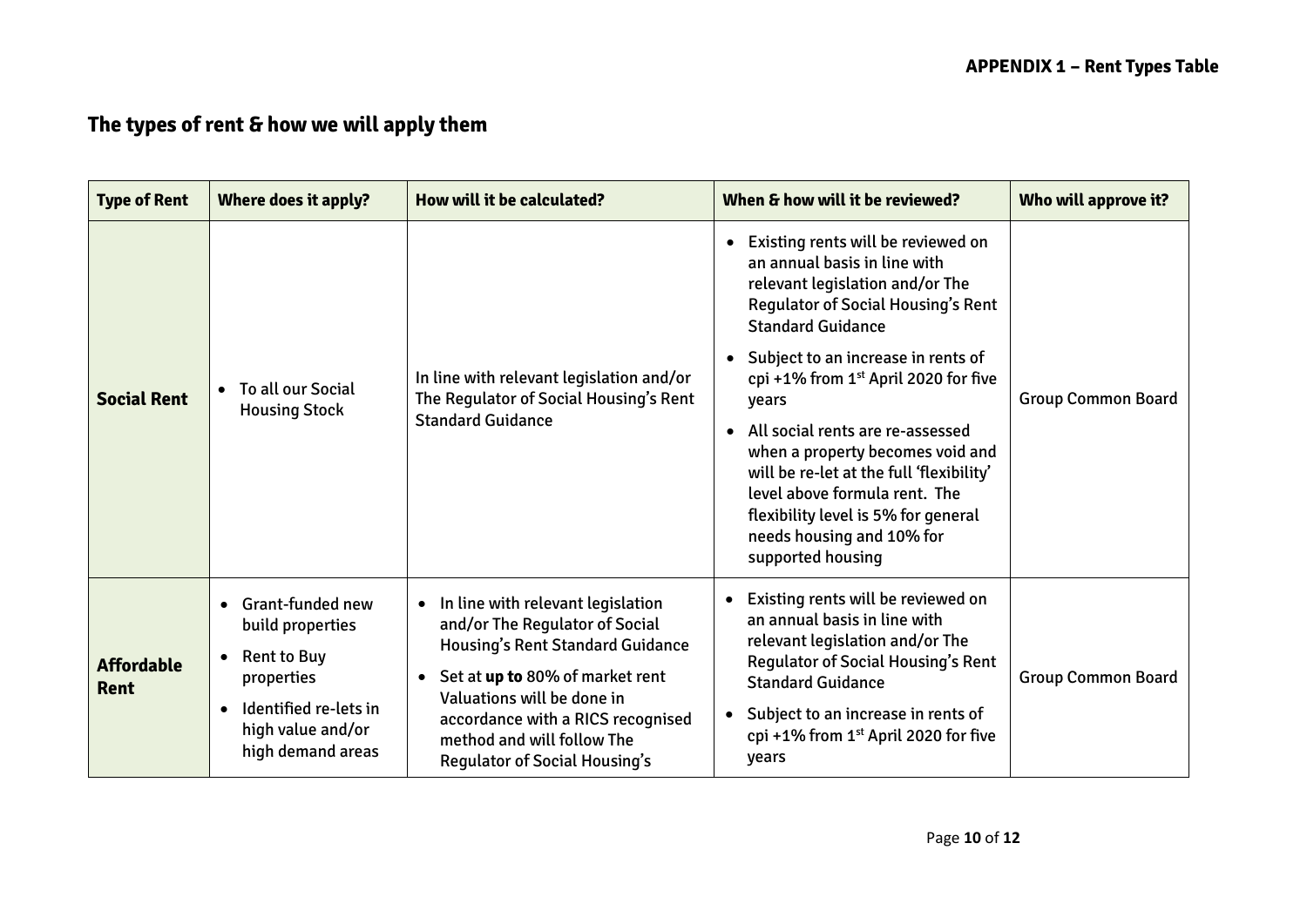**APPENDIX 1 – Rent Types Table**

## The types of rent & how we will apply them

| Type of Rent | Where does it apply? | How will it be calculated? | When & how will it be reviewed? | Who will approve it? |
|---|---|---|---|---|
| **Social Rent** | • To all our Social Housing Stock | In line with relevant legislation and/or The Regulator of Social Housing's Rent Standard Guidance | • Existing rents will be reviewed on an annual basis in line with relevant legislation and/or The Regulator of Social Housing's Rent Standard Guidance<br>• Subject to an increase in rents of cpi +1% from 1st April 2020 for five years<br>• All social rents are re-assessed when a property becomes void and will be re-let at the full 'flexibility' level above formula rent. The flexibility level is 5% for general needs housing and 10% for supported housing | Group Common Board |
| **Affordable Rent** | • Grant-funded new build properties<br>• Rent to Buy properties<br>• Identified re-lets in high value and/or high demand areas | • In line with relevant legislation and/or The Regulator of Social Housing's Rent Standard Guidance<br>• Set at **up to** 80% of market rent Valuations will be done in accordance with a RICS recognised method and will follow The Regulator of Social Housing's | • Existing rents will be reviewed on an annual basis in line with relevant legislation and/or The Regulator of Social Housing's Rent Standard Guidance<br>• Subject to an increase in rents of cpi +1% from 1st April 2020 for five years | Group Common Board |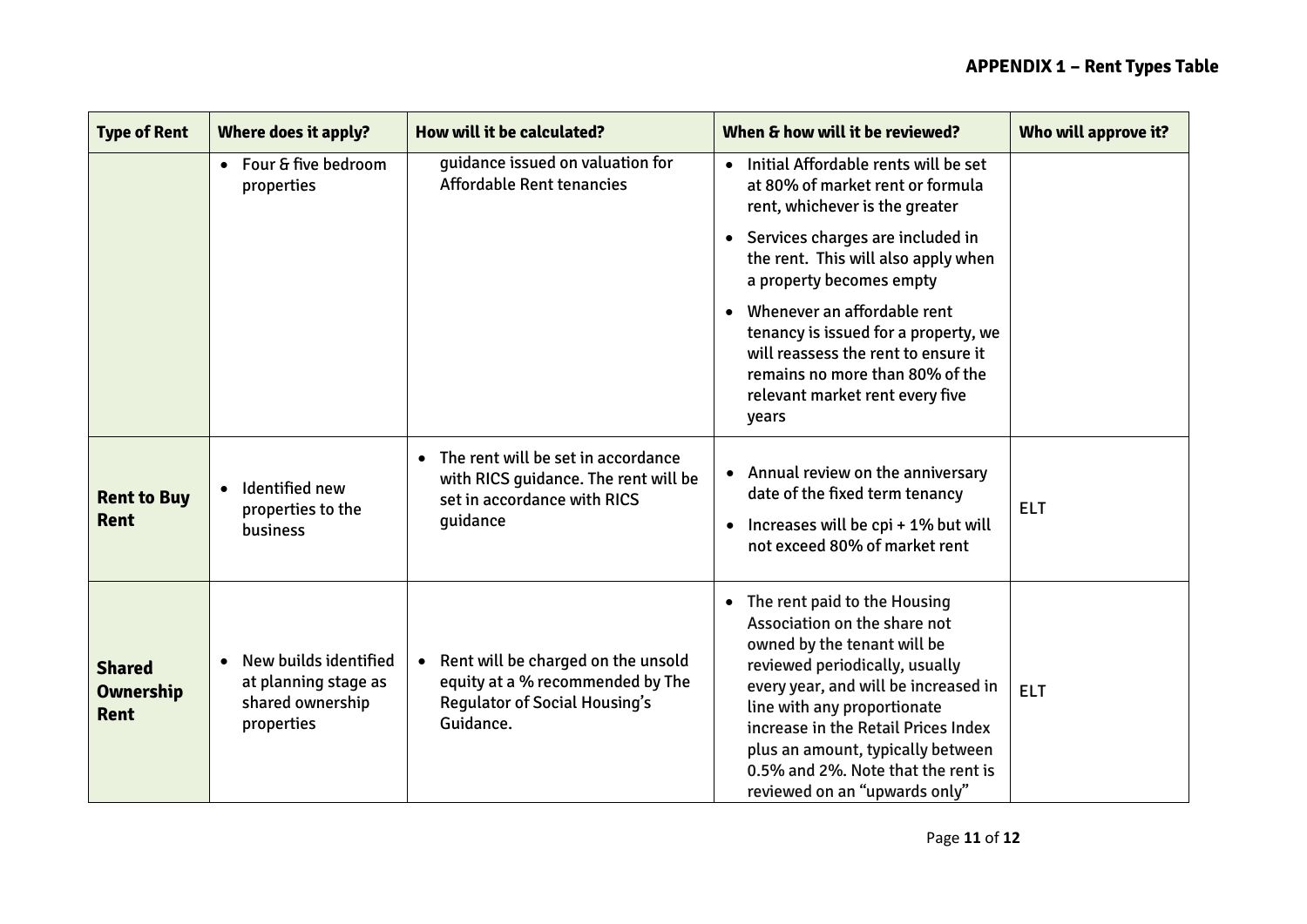## APPENDIX 1 – Rent Types Table

| Type of Rent | Where does it apply? | How will it be calculated? | When & how will it be reviewed? | Who will approve it? |
|---|---|---|---|---|
| | • Four & five bedroom properties | guidance issued on valuation for Affordable Rent tenancies | • Initial Affordable rents will be set at 80% of market rent or formula rent, whichever is the greater<br>• Services charges are included in the rent. This will also apply when a property becomes empty<br>• Whenever an affordable rent tenancy is issued for a property, we will reassess the rent to ensure it remains no more than 80% of the relevant market rent every five years | |
| **Rent to Buy Rent** | • Identified new properties to the business | • The rent will be set in accordance with RICS guidance. The rent will be set in accordance with RICS guidance | • Annual review on the anniversary date of the fixed term tenancy<br>• Increases will be cpi + 1% but will not exceed 80% of market rent | ELT |
| **Shared Ownership Rent** | • New builds identified at planning stage as shared ownership properties | • Rent will be charged on the unsold equity at a % recommended by The Regulator of Social Housing's Guidance. | • The rent paid to the Housing Association on the share not owned by the tenant will be reviewed periodically, usually every year, and will be increased in line with any proportionate increase in the Retail Prices Index plus an amount, typically between 0.5% and 2%. Note that the rent is reviewed on an "upwards only" | ELT |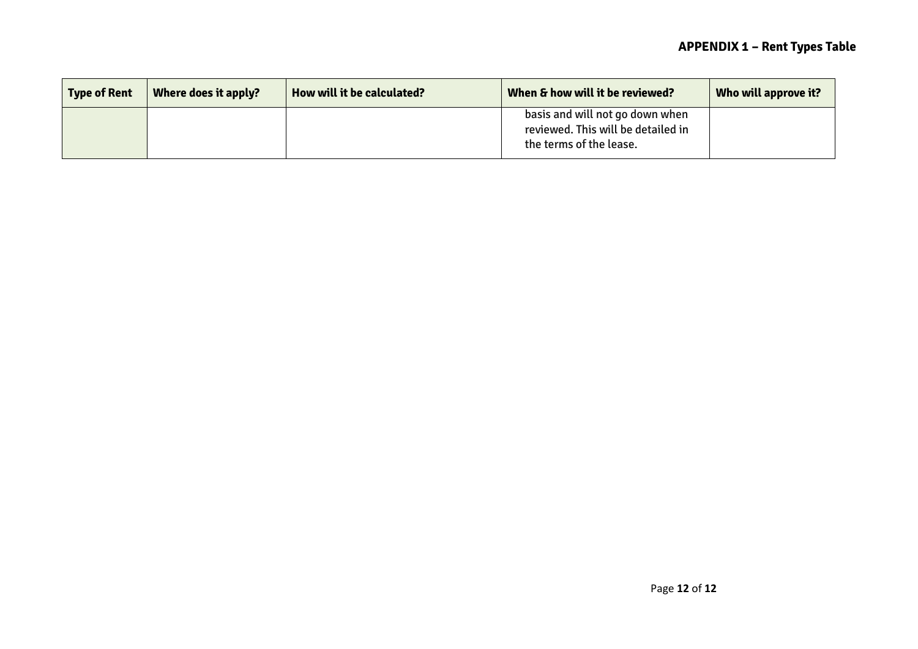## APPENDIX 1 – Rent Types Table

| Type of Rent | Where does it apply? | How will it be calculated? | When & how will it be reviewed? | Who will approve it? |
|---|---|---|---|---|
| | | | basis and will not go down when reviewed. This will be detailed in the terms of the lease. | |